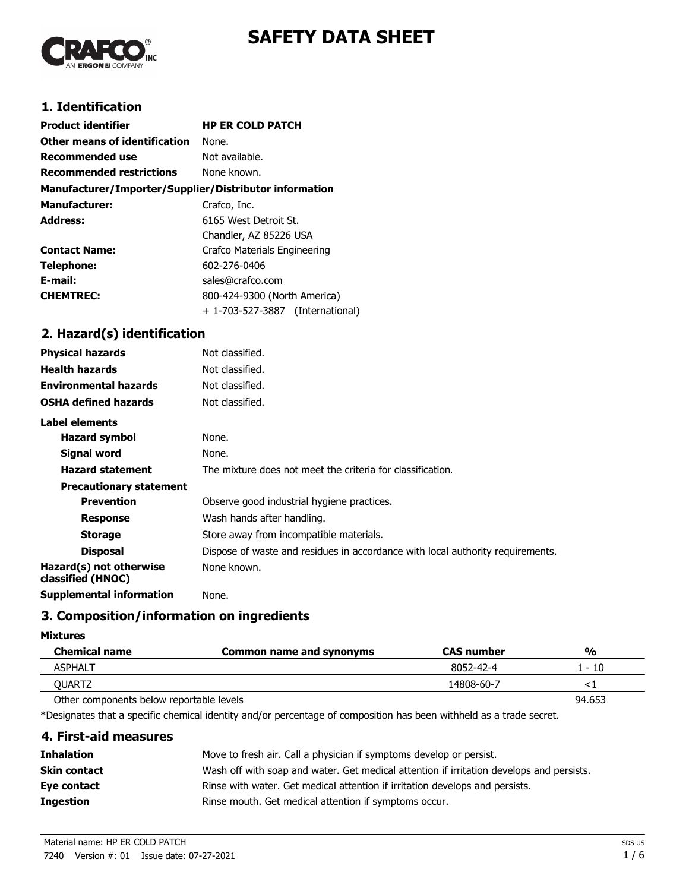# SAFETY DATA SHEET

## 1. Identification

| | |
|---|---|
| **Product identifier** | **HP ER COLD PATCH** |
| **Other means of identification** | None. |
| **Recommended use** | Not available. |
| **Recommended restrictions** | None known. |

**Manufacturer/Importer/Supplier/Distributor information**

| | |
|---|---|
| **Manufacturer:** | Crafco, Inc. |
| **Address:** | 6165 West Detroit St.<br>Chandler, AZ 85226 USA |
| **Contact Name:** | Crafco Materials Engineering |
| **Telephone:** | 602-276-0406 |
| **E-mail:** | sales@crafco.com |
| **CHEMTREC:** | 800-424-9300 (North America)<br>+ 1-703-527-3887 (International) |

## 2. Hazard(s) identification

| | |
|---|---|
| **Physical hazards** | Not classified. |
| **Health hazards** | Not classified. |
| **Environmental hazards** | Not classified. |
| **OSHA defined hazards** | Not classified. |

**Label elements**

| | |
|---|---|
| **Hazard symbol** | None. |
| **Signal word** | None. |
| **Hazard statement** | The mixture does not meet the criteria for classification. |

**Precautionary statement**

| | |
|---|---|
| **Prevention** | Observe good industrial hygiene practices. |
| **Response** | Wash hands after handling. |
| **Storage** | Store away from incompatible materials. |
| **Disposal** | Dispose of waste and residues in accordance with local authority requirements. |
| **Hazard(s) not otherwise classified (HNOC)** | None known. |
| **Supplemental information** | None. |

## 3. Composition/information on ingredients

**Mixtures**

| Chemical name | Common name and synonyms | CAS number | % |
|---|---|---|---|
| ASPHALT | | 8052-42-4 | 1 - 10 |
| QUARTZ | | 14808-60-7 | <1 |
| Other components below reportable levels | | | 94.653 |

*Designates that a specific chemical identity and/or percentage of composition has been withheld as a trade secret.

## 4. First-aid measures

| | |
|---|---|
| **Inhalation** | Move to fresh air. Call a physician if symptoms develop or persist. |
| **Skin contact** | Wash off with soap and water. Get medical attention if irritation develops and persists. |
| **Eye contact** | Rinse with water. Get medical attention if irritation develops and persists. |
| **Ingestion** | Rinse mouth. Get medical attention if symptoms occur. |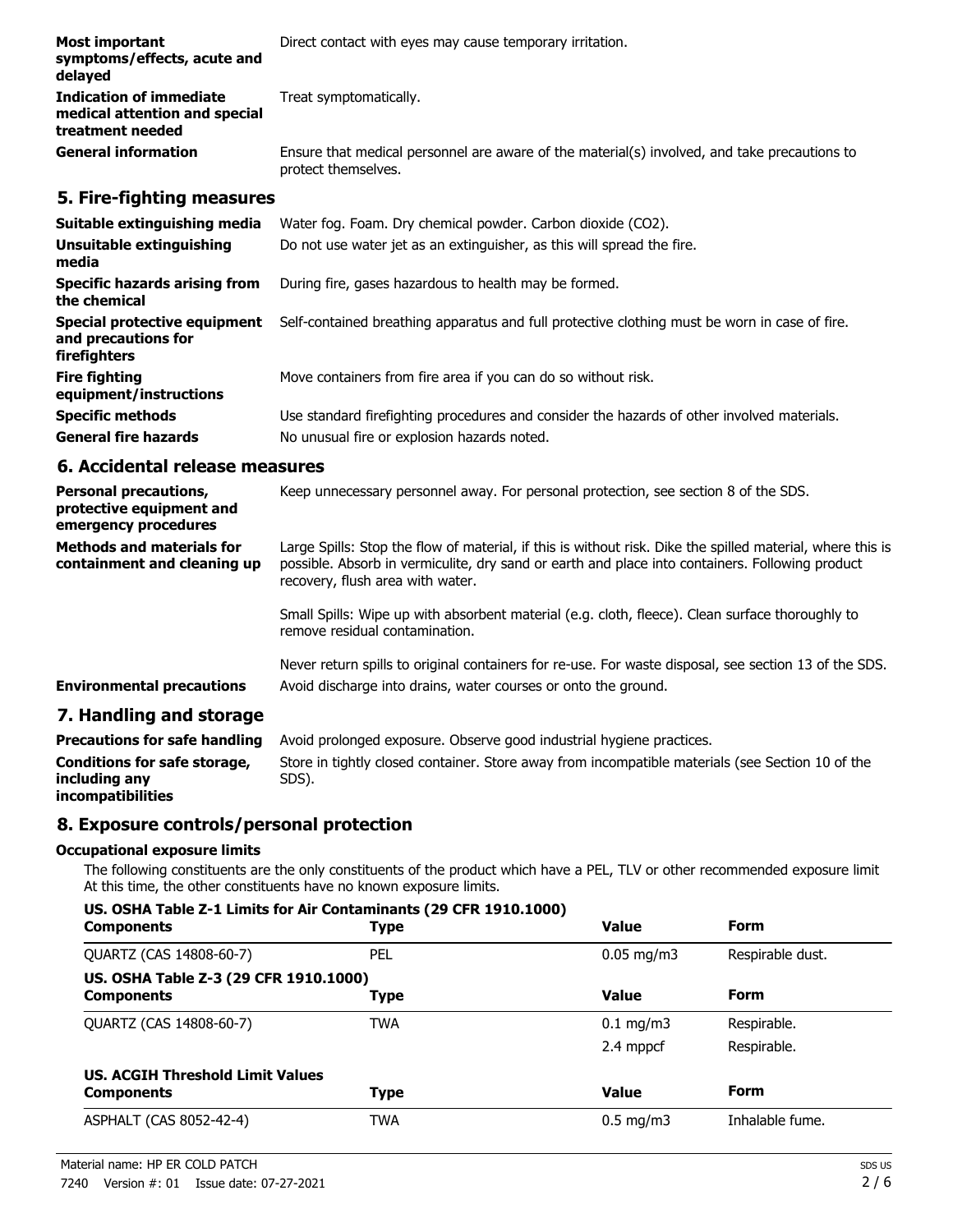| | |
|---|---|
| **Most important symptoms/effects, acute and delayed** | Direct contact with eyes may cause temporary irritation. |
| **Indication of immediate medical attention and special treatment needed** | Treat symptomatically. |
| **General information** | Ensure that medical personnel are aware of the material(s) involved, and take precautions to protect themselves. |

## 5. Fire-fighting measures

| | |
|---|---|
| **Suitable extinguishing media** | Water fog. Foam. Dry chemical powder. Carbon dioxide ($CO_2$). |
| **Unsuitable extinguishing media** | Do not use water jet as an extinguisher, as this will spread the fire. |
| **Specific hazards arising from the chemical** | During fire, gases hazardous to health may be formed. |
| **Special protective equipment and precautions for firefighters** | Self-contained breathing apparatus and full protective clothing must be worn in case of fire. |
| **Fire fighting equipment/instructions** | Move containers from fire area if you can do so without risk. |
| **Specific methods** | Use standard firefighting procedures and consider the hazards of other involved materials. |
| **General fire hazards** | No unusual fire or explosion hazards noted. |

## 6. Accidental release measures

**Personal precautions, protective equipment and emergency procedures**

Keep unnecessary personnel away. For personal protection, see section 8 of the SDS.

**Methods and materials for containment and cleaning up**

Large Spills: Stop the flow of material, if this is without risk. Dike the spilled material, where this is possible. Absorb in vermiculite, dry sand or earth and place into containers. Following product recovery, flush area with water.

Small Spills: Wipe up with absorbent material (e.g. cloth, fleece). Clean surface thoroughly to remove residual contamination.

Never return spills to original containers for re-use. For waste disposal, see section 13 of the SDS.

**Environmental precautions**

Avoid discharge into drains, water courses or onto the ground.

## 7. Handling and storage

| | |
|---|---|
| **Precautions for safe handling** | Avoid prolonged exposure. Observe good industrial hygiene practices. |
| **Conditions for safe storage, including any incompatibilities** | Store in tightly closed container. Store away from incompatible materials (see Section 10 of the SDS). |

## 8. Exposure controls/personal protection

### Occupational exposure limits

The following constituents are the only constituents of the product which have a PEL, TLV or other recommended exposure limit At this time, the other constituents have no known exposure limits.

**US. OSHA Table Z-1 Limits for Air Contaminants (29 CFR 1910.1000)**

| Components | Type | Value | Form |
|---|---|---|---|
| QUARTZ (CAS 14808-60-7) | PEL | 0.05 mg/m3 | Respirable dust. |

**US. OSHA Table Z-3 (29 CFR 1910.1000)**

| Components | Type | Value | Form |
|---|---|---|---|
| QUARTZ (CAS 14808-60-7) | TWA | 0.1 mg/m3 | Respirable. |
| | | 2.4 mppcf | Respirable. |

**US. ACGIH Threshold Limit Values**

| Components | Type | Value | Form |
|---|---|---|---|
| ASPHALT (CAS 8052-42-4) | TWA | 0.5 mg/m3 | Inhalable fume. |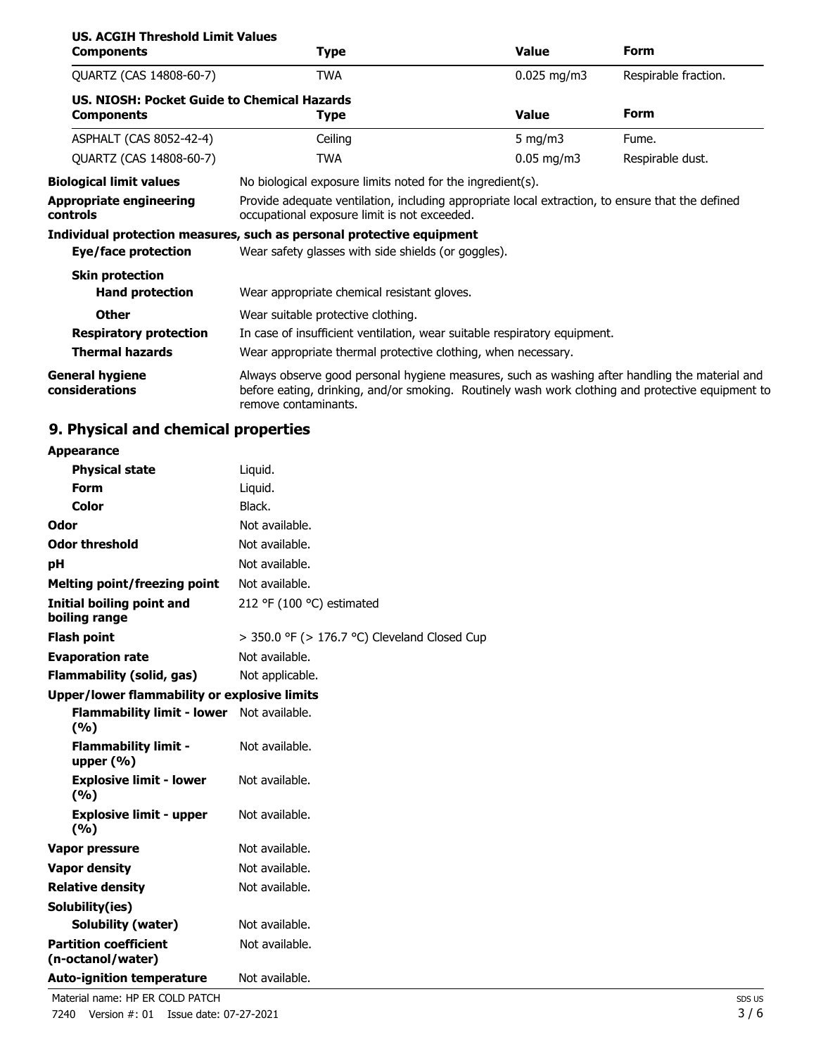**US. ACGIH Threshold Limit Values**

| Components | Type | Value | Form |
|---|---|---|---|
| QUARTZ (CAS 14808-60-7) | TWA | 0.025 mg/m3 | Respirable fraction. |

**US. NIOSH: Pocket Guide to Chemical Hazards**

| Components | Type | Value | Form |
|---|---|---|---|
| ASPHALT (CAS 8052-42-4) | Ceiling | 5 mg/m3 | Fume. |
| QUARTZ (CAS 14808-60-7) | TWA | 0.05 mg/m3 | Respirable dust. |

**Biological limit values** No biological exposure limits noted for the ingredient(s).

**Appropriate engineering controls** Provide adequate ventilation, including appropriate local extraction, to ensure that the defined occupational exposure limit is not exceeded.

**Individual protection measures, such as personal protective equipment**

**Eye/face protection** Wear safety glasses with side shields (or goggles).

**Skin protection**

**Hand protection** Wear appropriate chemical resistant gloves.

**Other** Wear suitable protective clothing.

**Respiratory protection** In case of insufficient ventilation, wear suitable respiratory equipment.

**Thermal hazards** Wear appropriate thermal protective clothing, when necessary.

**General hygiene considerations** Always observe good personal hygiene measures, such as washing after handling the material and before eating, drinking, and/or smoking. Routinely wash work clothing and protective equipment to remove contaminants.

## 9. Physical and chemical properties

**Appearance**

**Physical state** Liquid.

**Form** Liquid.

**Color** Black.

**Odor** Not available.

**Odor threshold** Not available.

**pH** Not available.

**Melting point/freezing point** Not available.

**Initial boiling point and boiling range** 212 °F (100 °C) estimated

**Flash point** > 350.0 °F (> 176.7 °C) Cleveland Closed Cup

**Evaporation rate** Not available.

**Flammability (solid, gas)** Not applicable.

**Upper/lower flammability or explosive limits**

**Flammability limit - lower (%)** Not available.

**Flammability limit - upper (%)** Not available.

**Explosive limit - lower (%)** Not available.

**Explosive limit - upper (%)** Not available.

**Vapor pressure** Not available.

**Vapor density** Not available.

**Relative density** Not available.

**Solubility(ies)**

**Solubility (water)** Not available.

**Partition coefficient (n-octanol/water)** Not available.

**Auto-ignition temperature** Not available.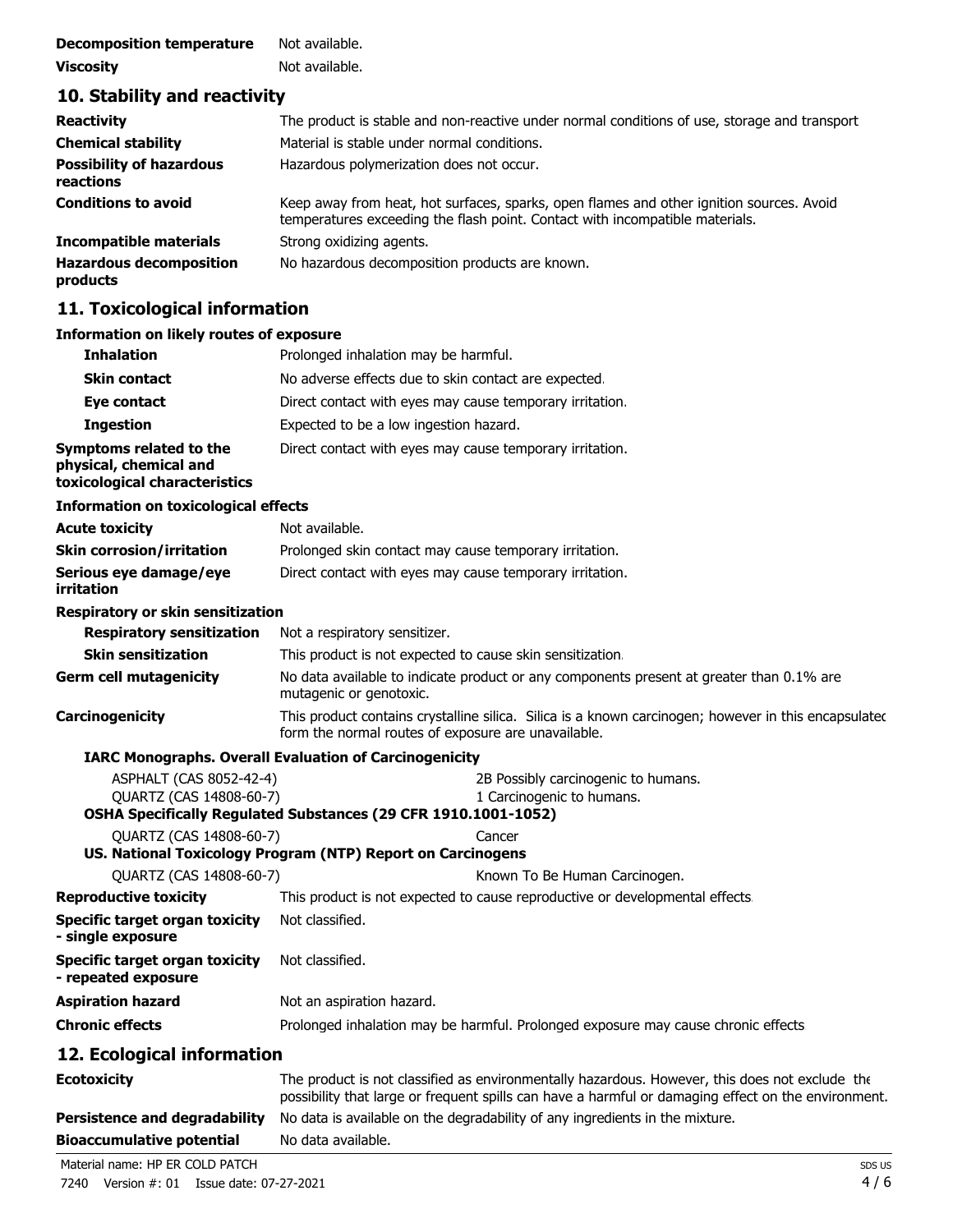| | |
|---|---|
| **Decomposition temperature** | Not available. |
| **Viscosity** | Not available. |

## 10. Stability and reactivity

| | |
|---|---|
| **Reactivity** | The product is stable and non-reactive under normal conditions of use, storage and transport |
| **Chemical stability** | Material is stable under normal conditions. |
| **Possibility of hazardous reactions** | Hazardous polymerization does not occur. |
| **Conditions to avoid** | Keep away from heat, hot surfaces, sparks, open flames and other ignition sources. Avoid temperatures exceeding the flash point. Contact with incompatible materials. |
| **Incompatible materials** | Strong oxidizing agents. |
| **Hazardous decomposition products** | No hazardous decomposition products are known. |

## 11. Toxicological information

**Information on likely routes of exposure**

| | |
|---|---|
| **Inhalation** | Prolonged inhalation may be harmful. |
| **Skin contact** | No adverse effects due to skin contact are expected. |
| **Eye contact** | Direct contact with eyes may cause temporary irritation. |
| **Ingestion** | Expected to be a low ingestion hazard. |
| **Symptoms related to the physical, chemical and toxicological characteristics** | Direct contact with eyes may cause temporary irritation. |

**Information on toxicological effects**

| | |
|---|---|
| **Acute toxicity** | Not available. |
| **Skin corrosion/irritation** | Prolonged skin contact may cause temporary irritation. |
| **Serious eye damage/eye irritation** | Direct contact with eyes may cause temporary irritation. |

**Respiratory or skin sensitization**

| | |
|---|---|
| **Respiratory sensitization** | Not a respiratory sensitizer. |
| **Skin sensitization** | This product is not expected to cause skin sensitization. |
| **Germ cell mutagenicity** | No data available to indicate product or any components present at greater than 0.1% are mutagenic or genotoxic. |
| **Carcinogenicity** | This product contains crystalline silica. Silica is a known carcinogen; however in this encapsulated form the normal routes of exposure are unavailable. |

**IARC Monographs. Overall Evaluation of Carcinogenicity**

| | |
|---|---|
| ASPHALT (CAS 8052-42-4) | 2B Possibly carcinogenic to humans. |
| QUARTZ (CAS 14808-60-7) | 1 Carcinogenic to humans. |

**OSHA Specifically Regulated Substances (29 CFR 1910.1001-1052)**

| | |
|---|---|
| QUARTZ (CAS 14808-60-7) | Cancer |

**US. National Toxicology Program (NTP) Report on Carcinogens**

| | |
|---|---|
| QUARTZ (CAS 14808-60-7) | Known To Be Human Carcinogen. |

| | |
|---|---|
| **Reproductive toxicity** | This product is not expected to cause reproductive or developmental effects. |
| **Specific target organ toxicity - single exposure** | Not classified. |
| **Specific target organ toxicity - repeated exposure** | Not classified. |
| **Aspiration hazard** | Not an aspiration hazard. |
| **Chronic effects** | Prolonged inhalation may be harmful. Prolonged exposure may cause chronic effects. |

## 12. Ecological information

| | |
|---|---|
| **Ecotoxicity** | The product is not classified as environmentally hazardous. However, this does not exclude the possibility that large or frequent spills can have a harmful or damaging effect on the environment. |
| **Persistence and degradability** | No data is available on the degradability of any ingredients in the mixture. |
| **Bioaccumulative potential** | No data available. |

Material name: HP ER COLD PATCH
7240 Version #: 01 Issue date: 07-27-2021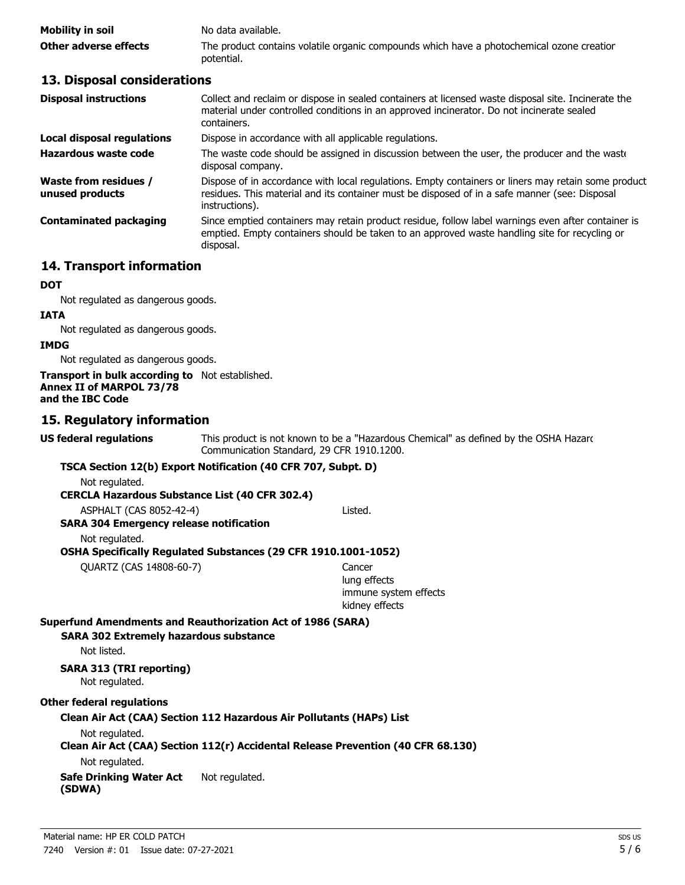**Mobility in soil** No data available.

**Other adverse effects** The product contains volatile organic compounds which have a photochemical ozone creation potential.

## 13. Disposal considerations

**Disposal instructions** Collect and reclaim or dispose in sealed containers at licensed waste disposal site. Incinerate the material under controlled conditions in an approved incinerator. Do not incinerate sealed containers.

**Local disposal regulations** Dispose in accordance with all applicable regulations.

**Hazardous waste code** The waste code should be assigned in discussion between the user, the producer and the waste disposal company.

**Waste from residues / unused products** Dispose of in accordance with local regulations. Empty containers or liners may retain some product residues. This material and its container must be disposed of in a safe manner (see: Disposal instructions).

**Contaminated packaging** Since emptied containers may retain product residue, follow label warnings even after container is emptied. Empty containers should be taken to an approved waste handling site for recycling or disposal.

## 14. Transport information

**DOT**

Not regulated as dangerous goods.

**IATA**

Not regulated as dangerous goods.

**IMDG**

Not regulated as dangerous goods.

**Transport in bulk according to Annex II of MARPOL 73/78 and the IBC Code** Not established.

## 15. Regulatory information

**US federal regulations** This product is not known to be a "Hazardous Chemical" as defined by the OSHA Hazard Communication Standard, 29 CFR 1910.1200.

**TSCA Section 12(b) Export Notification (40 CFR 707, Subpt. D)**

Not regulated.

**CERCLA Hazardous Substance List (40 CFR 302.4)**

ASPHALT (CAS 8052-42-4) Listed.

**SARA 304 Emergency release notification**

Not regulated.

**OSHA Specifically Regulated Substances (29 CFR 1910.1001-1052)**

QUARTZ (CAS 14808-60-7) Cancer
lung effects
immune system effects
kidney effects

**Superfund Amendments and Reauthorization Act of 1986 (SARA)**

**SARA 302 Extremely hazardous substance**

Not listed.

**SARA 313 (TRI reporting)**

Not regulated.

**Other federal regulations**

**Clean Air Act (CAA) Section 112 Hazardous Air Pollutants (HAPs) List**

Not regulated.

**Clean Air Act (CAA) Section 112(r) Accidental Release Prevention (40 CFR 68.130)**

Not regulated.

**Safe Drinking Water Act (SDWA)** Not regulated.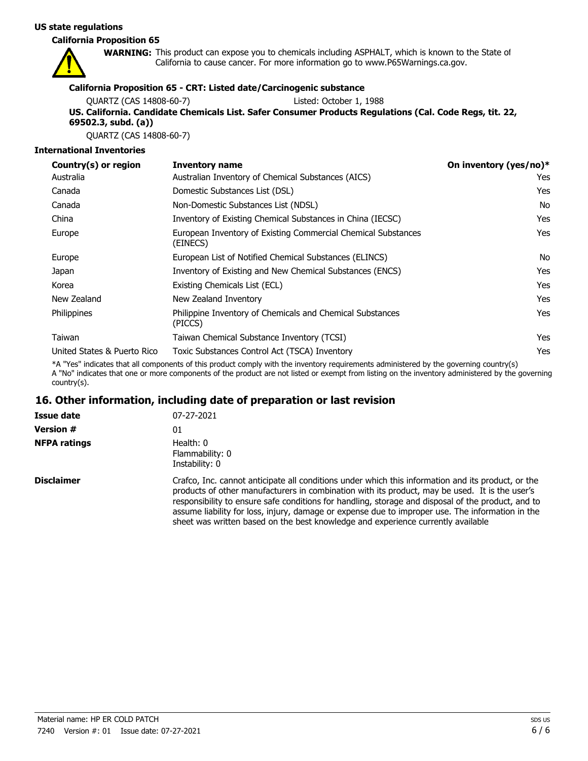**US state regulations**

**California Proposition 65**

**WARNING:** This product can expose you to chemicals including ASPHALT, which is known to the State of California to cause cancer. For more information go to www.P65Warnings.ca.gov.

**California Proposition 65 - CRT: Listed date/Carcinogenic substance**

QUARTZ (CAS 14808-60-7) Listed: October 1, 1988

**US. California. Candidate Chemicals List. Safer Consumer Products Regulations (Cal. Code Regs, tit. 22, 69502.3, subd. (a))**

QUARTZ (CAS 14808-60-7)

**International Inventories**

| Country(s) or region | Inventory name | On inventory (yes/no)* |
|---|---|---|
| Australia | Australian Inventory of Chemical Substances (AICS) | Yes |
| Canada | Domestic Substances List (DSL) | Yes |
| Canada | Non-Domestic Substances List (NDSL) | No |
| China | Inventory of Existing Chemical Substances in China (IECSC) | Yes |
| Europe | European Inventory of Existing Commercial Chemical Substances (EINECS) | Yes |
| Europe | European List of Notified Chemical Substances (ELINCS) | No |
| Japan | Inventory of Existing and New Chemical Substances (ENCS) | Yes |
| Korea | Existing Chemicals List (ECL) | Yes |
| New Zealand | New Zealand Inventory | Yes |
| Philippines | Philippine Inventory of Chemicals and Chemical Substances (PICCS) | Yes |
| Taiwan | Taiwan Chemical Substance Inventory (TCSI) | Yes |
| United States & Puerto Rico | Toxic Substances Control Act (TSCA) Inventory | Yes |

*A "Yes" indicates that all components of this product comply with the inventory requirements administered by the governing country(s)
A "No" indicates that one or more components of the product are not listed or exempt from listing on the inventory administered by the governing country(s).

## 16. Other information, including date of preparation or last revision

**Issue date** 07-27-2021

**Version #** 01

**NFPA ratings**
Health: 0
Flammability: 0
Instability: 0

**Disclaimer** Crafco, Inc. cannot anticipate all conditions under which this information and its product, or the products of other manufacturers in combination with its product, may be used. It is the user's responsibility to ensure safe conditions for handling, storage and disposal of the product, and to assume liability for loss, injury, damage or expense due to improper use. The information in the sheet was written based on the best knowledge and experience currently available